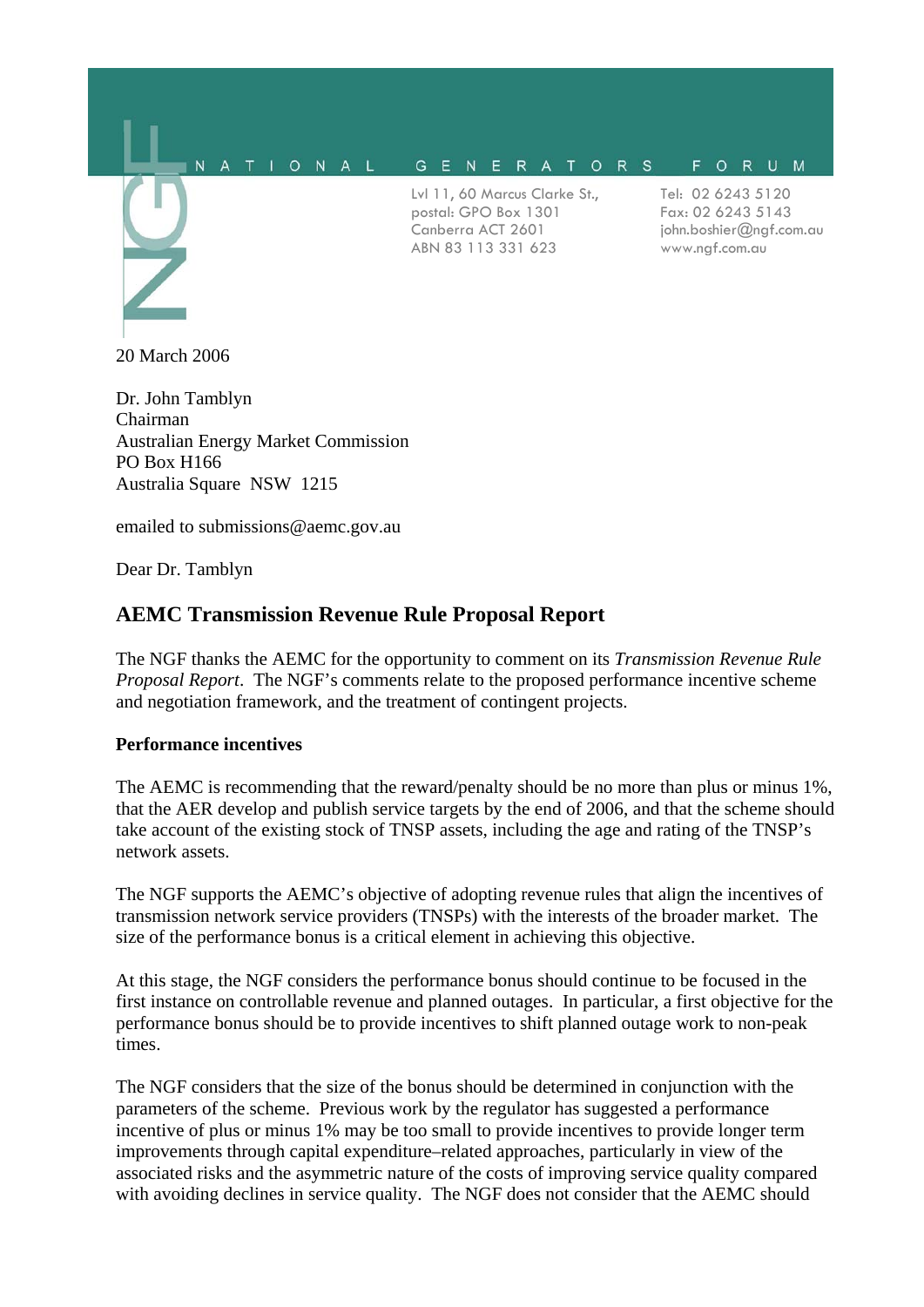NATIONAL GENERATORS FORUM

Lvl 11, 60 Marcus Clarke St.,
postal: GPO Box 1301
Canberra ACT 2601
ABN 83 113 331 623

Tel: 02 6243 5120
Fax: 02 6243 5143
john.boshier@ngf.com.au
www.ngf.com.au

20 March 2006

Dr. John Tamblyn
Chairman
Australian Energy Market Commission
PO Box H166
Australia Square NSW 1215

emailed to submissions@aemc.gov.au

Dear Dr. Tamblyn

## AEMC Transmission Revenue Rule Proposal Report

The NGF thanks the AEMC for the opportunity to comment on its *Transmission Revenue Rule Proposal Report*. The NGF's comments relate to the proposed performance incentive scheme and negotiation framework, and the treatment of contingent projects.

**Performance incentives**

The AEMC is recommending that the reward/penalty should be no more than plus or minus 1%, that the AER develop and publish service targets by the end of 2006, and that the scheme should take account of the existing stock of TNSP assets, including the age and rating of the TNSP's network assets.

The NGF supports the AEMC's objective of adopting revenue rules that align the incentives of transmission network service providers (TNSPs) with the interests of the broader market. The size of the performance bonus is a critical element in achieving this objective.

At this stage, the NGF considers the performance bonus should continue to be focused in the first instance on controllable revenue and planned outages. In particular, a first objective for the performance bonus should be to provide incentives to shift planned outage work to non-peak times.

The NGF considers that the size of the bonus should be determined in conjunction with the parameters of the scheme. Previous work by the regulator has suggested a performance incentive of plus or minus 1% may be too small to provide incentives to provide longer term improvements through capital expenditure–related approaches, particularly in view of the associated risks and the asymmetric nature of the costs of improving service quality compared with avoiding declines in service quality. The NGF does not consider that the AEMC should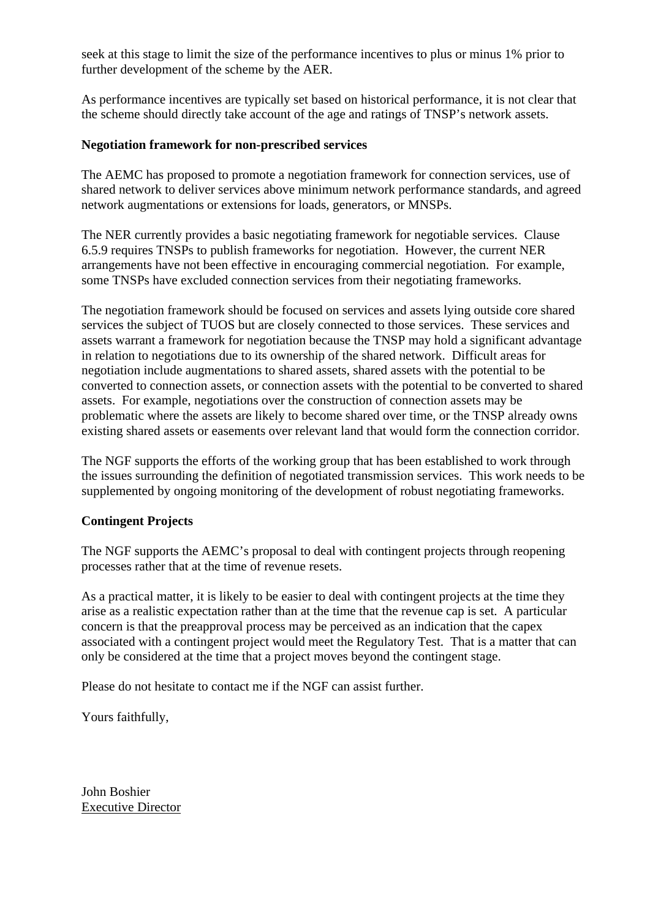seek at this stage to limit the size of the performance incentives to plus or minus 1% prior to further development of the scheme by the AER.

As performance incentives are typically set based on historical performance, it is not clear that the scheme should directly take account of the age and ratings of TNSP's network assets.

**Negotiation framework for non-prescribed services**

The AEMC has proposed to promote a negotiation framework for connection services, use of shared network to deliver services above minimum network performance standards, and agreed network augmentations or extensions for loads, generators, or MNSPs.

The NER currently provides a basic negotiating framework for negotiable services. Clause 6.5.9 requires TNSPs to publish frameworks for negotiation. However, the current NER arrangements have not been effective in encouraging commercial negotiation. For example, some TNSPs have excluded connection services from their negotiating frameworks.

The negotiation framework should be focused on services and assets lying outside core shared services the subject of TUOS but are closely connected to those services. These services and assets warrant a framework for negotiation because the TNSP may hold a significant advantage in relation to negotiations due to its ownership of the shared network. Difficult areas for negotiation include augmentations to shared assets, shared assets with the potential to be converted to connection assets, or connection assets with the potential to be converted to shared assets. For example, negotiations over the construction of connection assets may be problematic where the assets are likely to become shared over time, or the TNSP already owns existing shared assets or easements over relevant land that would form the connection corridor.

The NGF supports the efforts of the working group that has been established to work through the issues surrounding the definition of negotiated transmission services. This work needs to be supplemented by ongoing monitoring of the development of robust negotiating frameworks.

**Contingent Projects**

The NGF supports the AEMC's proposal to deal with contingent projects through reopening processes rather that at the time of revenue resets.

As a practical matter, it is likely to be easier to deal with contingent projects at the time they arise as a realistic expectation rather than at the time that the revenue cap is set. A particular concern is that the preapproval process may be perceived as an indication that the capex associated with a contingent project would meet the Regulatory Test. That is a matter that can only be considered at the time that a project moves beyond the contingent stage.

Please do not hesitate to contact me if the NGF can assist further.

Yours faithfully,

John Boshier
Executive Director